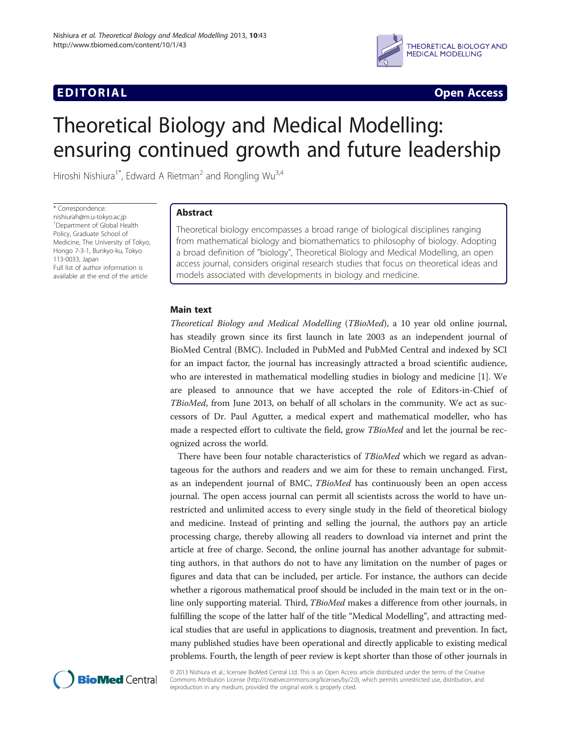**EDITORIAL** **Open Access**

# Theoretical Biology and Medical Modelling: ensuring continued growth and future leadership

Hiroshi Nishiura[1*], Edward A Rietman[2] and Rongling Wu[3,4]

\* Correspondence: nishiurah@m.u-tokyo.ac.jp
[1]Department of Global Health Policy, Graduate School of Medicine, The University of Tokyo, Hongo 7-3-1, Bunkyo-ku, Tokyo 113-0033, Japan
Full list of author information is available at the end of the article

## Abstract

Theoretical biology encompasses a broad range of biological disciplines ranging from mathematical biology and biomathematics to philosophy of biology. Adopting a broad definition of "biology", Theoretical Biology and Medical Modelling, an open access journal, considers original research studies that focus on theoretical ideas and models associated with developments in biology and medicine.

## Main text

*Theoretical Biology and Medical Modelling* (*TBioMed*), a 10 year old online journal, has steadily grown since its first launch in late 2003 as an independent journal of BioMed Central (BMC). Included in PubMed and PubMed Central and indexed by SCI for an impact factor, the journal has increasingly attracted a broad scientific audience, who are interested in mathematical modelling studies in biology and medicine [1]. We are pleased to announce that we have accepted the role of Editors-in-Chief of *TBioMed*, from June 2013, on behalf of all scholars in the community. We act as successors of Dr. Paul Agutter, a medical expert and mathematical modeller, who has made a respected effort to cultivate the field, grow *TBioMed* and let the journal be recognized across the world.

There have been four notable characteristics of *TBioMed* which we regard as advantageous for the authors and readers and we aim for these to remain unchanged. First, as an independent journal of BMC, *TBioMed* has continuously been an open access journal. The open access journal can permit all scientists across the world to have unrestricted and unlimited access to every single study in the field of theoretical biology and medicine. Instead of printing and selling the journal, the authors pay an article processing charge, thereby allowing all readers to download via internet and print the article at free of charge. Second, the online journal has another advantage for submitting authors, in that authors do not to have any limitation on the number of pages or figures and data that can be included, per article. For instance, the authors can decide whether a rigorous mathematical proof should be included in the main text or in the online only supporting material. Third, *TBioMed* makes a difference from other journals, in fulfilling the scope of the latter half of the title "Medical Modelling", and attracting medical studies that are useful in applications to diagnosis, treatment and prevention. In fact, many published studies have been operational and directly applicable to existing medical problems. Fourth, the length of peer review is kept shorter than those of other journals in

© 2013 Nishiura et al.; licensee BioMed Central Ltd. This is an Open Access article distributed under the terms of the Creative Commons Attribution License (http://creativecommons.org/licenses/by/2.0), which permits unrestricted use, distribution, and reproduction in any medium, provided the original work is properly cited.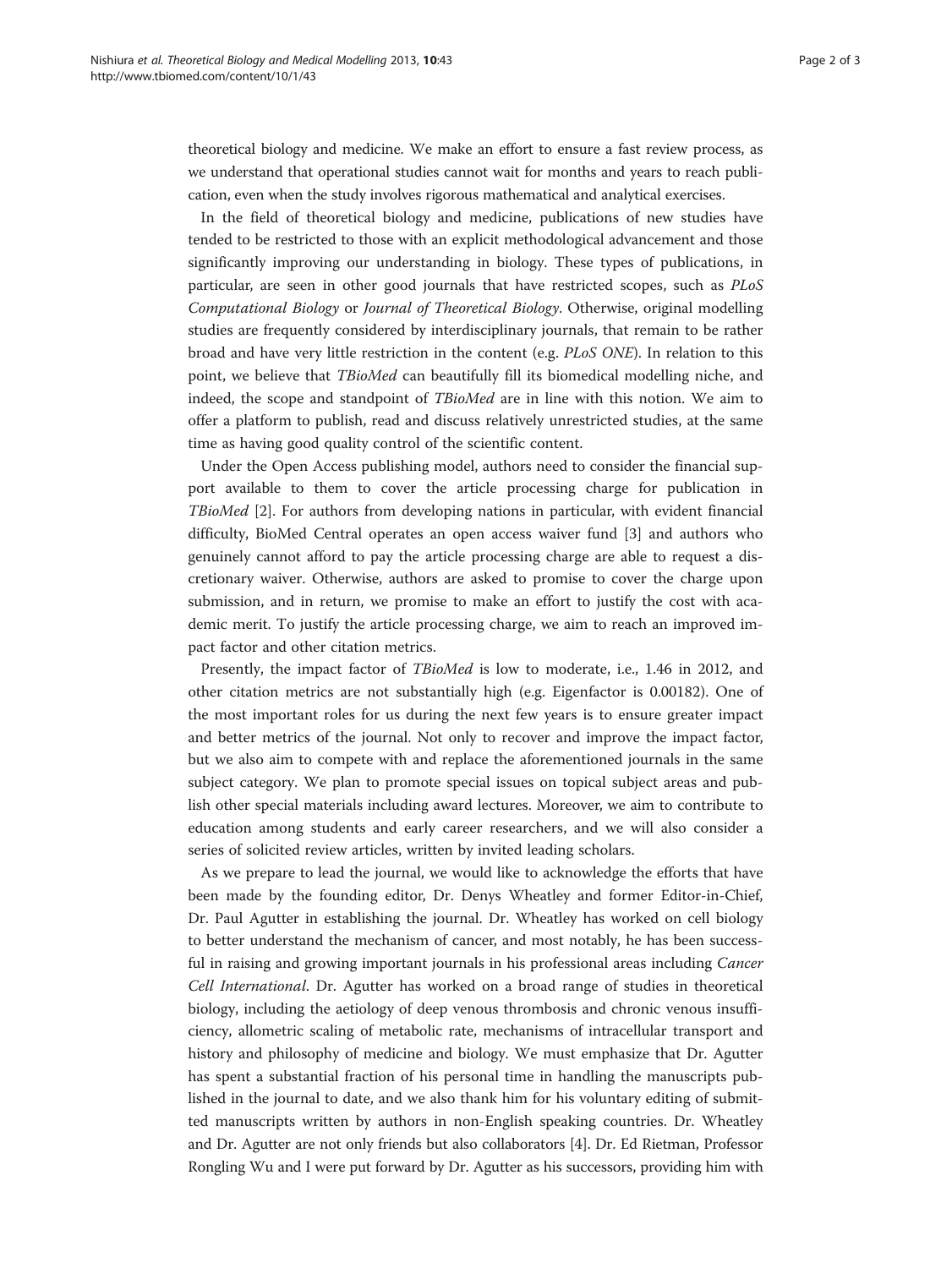theoretical biology and medicine. We make an effort to ensure a fast review process, as we understand that operational studies cannot wait for months and years to reach publication, even when the study involves rigorous mathematical and analytical exercises.

In the field of theoretical biology and medicine, publications of new studies have tended to be restricted to those with an explicit methodological advancement and those significantly improving our understanding in biology. These types of publications, in particular, are seen in other good journals that have restricted scopes, such as *PLoS Computational Biology* or *Journal of Theoretical Biology*. Otherwise, original modelling studies are frequently considered by interdisciplinary journals, that remain to be rather broad and have very little restriction in the content (e.g. *PLoS ONE*). In relation to this point, we believe that *TBioMed* can beautifully fill its biomedical modelling niche, and indeed, the scope and standpoint of *TBioMed* are in line with this notion. We aim to offer a platform to publish, read and discuss relatively unrestricted studies, at the same time as having good quality control of the scientific content.

Under the Open Access publishing model, authors need to consider the financial support available to them to cover the article processing charge for publication in *TBioMed* [2]. For authors from developing nations in particular, with evident financial difficulty, BioMed Central operates an open access waiver fund [3] and authors who genuinely cannot afford to pay the article processing charge are able to request a discretionary waiver. Otherwise, authors are asked to promise to cover the charge upon submission, and in return, we promise to make an effort to justify the cost with academic merit. To justify the article processing charge, we aim to reach an improved impact factor and other citation metrics.

Presently, the impact factor of *TBioMed* is low to moderate, i.e., 1.46 in 2012, and other citation metrics are not substantially high (e.g. Eigenfactor is 0.00182). One of the most important roles for us during the next few years is to ensure greater impact and better metrics of the journal. Not only to recover and improve the impact factor, but we also aim to compete with and replace the aforementioned journals in the same subject category. We plan to promote special issues on topical subject areas and publish other special materials including award lectures. Moreover, we aim to contribute to education among students and early career researchers, and we will also consider a series of solicited review articles, written by invited leading scholars.

As we prepare to lead the journal, we would like to acknowledge the efforts that have been made by the founding editor, Dr. Denys Wheatley and former Editor-in-Chief, Dr. Paul Agutter in establishing the journal. Dr. Wheatley has worked on cell biology to better understand the mechanism of cancer, and most notably, he has been successful in raising and growing important journals in his professional areas including *Cancer Cell International*. Dr. Agutter has worked on a broad range of studies in theoretical biology, including the aetiology of deep venous thrombosis and chronic venous insufficiency, allometric scaling of metabolic rate, mechanisms of intracellular transport and history and philosophy of medicine and biology. We must emphasize that Dr. Agutter has spent a substantial fraction of his personal time in handling the manuscripts published in the journal to date, and we also thank him for his voluntary editing of submitted manuscripts written by authors in non-English speaking countries. Dr. Wheatley and Dr. Agutter are not only friends but also collaborators [4]. Dr. Ed Rietman, Professor Rongling Wu and I were put forward by Dr. Agutter as his successors, providing him with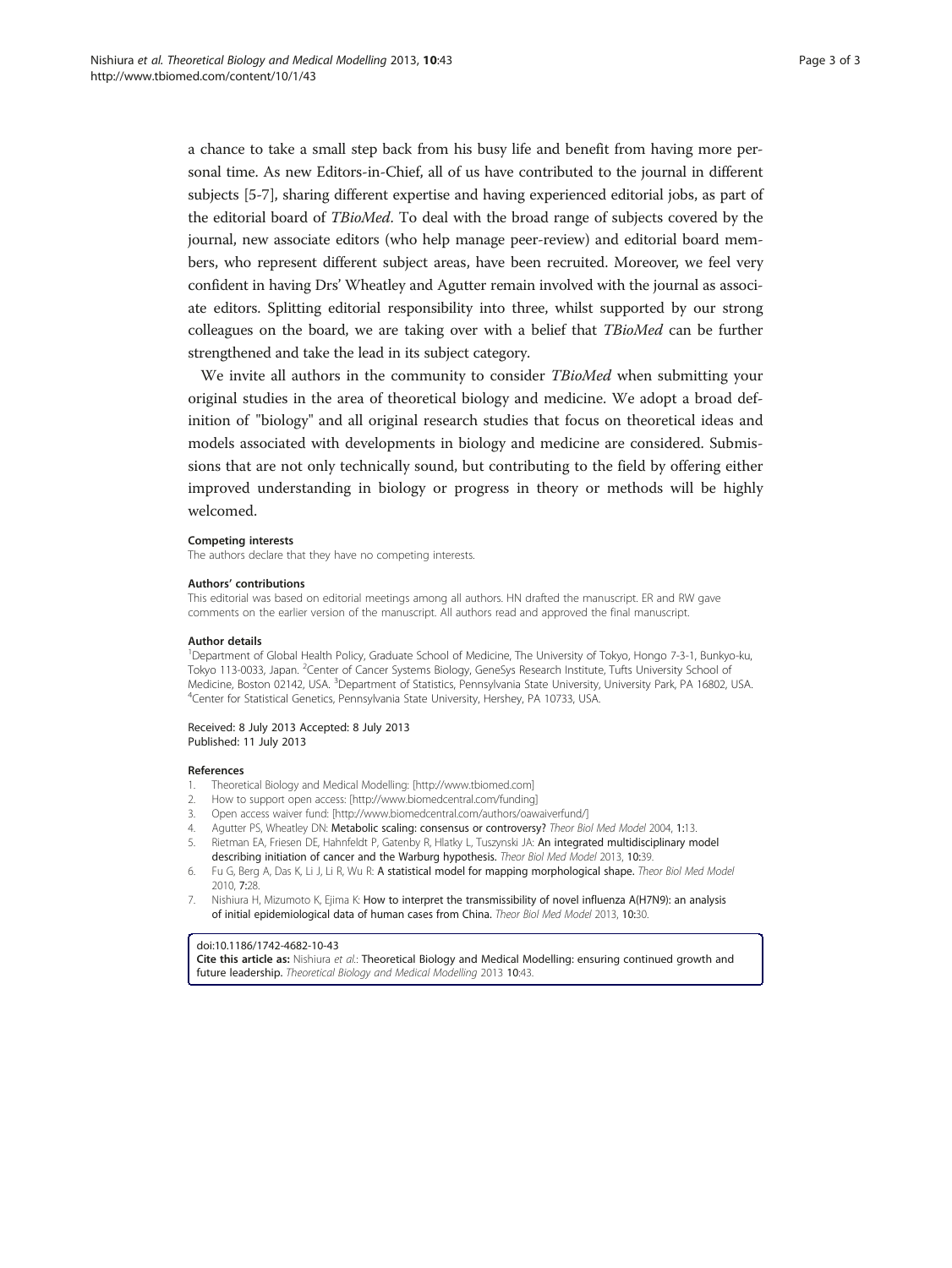a chance to take a small step back from his busy life and benefit from having more personal time. As new Editors-in-Chief, all of us have contributed to the journal in different subjects [5-7], sharing different expertise and having experienced editorial jobs, as part of the editorial board of *TBioMed*. To deal with the broad range of subjects covered by the journal, new associate editors (who help manage peer-review) and editorial board members, who represent different subject areas, have been recruited. Moreover, we feel very confident in having Drs' Wheatley and Agutter remain involved with the journal as associate editors. Splitting editorial responsibility into three, whilst supported by our strong colleagues on the board, we are taking over with a belief that *TBioMed* can be further strengthened and take the lead in its subject category.

We invite all authors in the community to consider *TBioMed* when submitting your original studies in the area of theoretical biology and medicine. We adopt a broad definition of "biology" and all original research studies that focus on theoretical ideas and models associated with developments in biology and medicine are considered. Submissions that are not only technically sound, but contributing to the field by offering either improved understanding in biology or progress in theory or methods will be highly welcomed.

#### Competing interests

The authors declare that they have no competing interests.

#### Authors' contributions

This editorial was based on editorial meetings among all authors. HN drafted the manuscript. ER and RW gave comments on the earlier version of the manuscript. All authors read and approved the final manuscript.

#### Author details

[1]Department of Global Health Policy, Graduate School of Medicine, The University of Tokyo, Hongo 7-3-1, Bunkyo-ku, Tokyo 113-0033, Japan. [2]Center of Cancer Systems Biology, GeneSys Research Institute, Tufts University School of Medicine, Boston 02142, USA. [3]Department of Statistics, Pennsylvania State University, University Park, PA 16802, USA. [4]Center for Statistical Genetics, Pennsylvania State University, Hershey, PA 10733, USA.

Received: 8 July 2013 Accepted: 8 July 2013
Published: 11 July 2013

#### References

1. Theoretical Biology and Medical Modelling: [http://www.tbiomed.com]
2. How to support open access: [http://www.biomedcentral.com/funding]
3. Open access waiver fund: [http://www.biomedcentral.com/authors/oawaiverfund/]
4. Agutter PS, Wheatley DN: **Metabolic scaling: consensus or controversy?** *Theor Biol Med Model* 2004, **1**:13.
5. Rietman EA, Friesen DE, Hahnfeldt P, Gatenby R, Hlatky L, Tuszynski JA: **An integrated multidisciplinary model describing initiation of cancer and the Warburg hypothesis.** *Theor Biol Med Model* 2013, **10**:39.
6. Fu G, Berg A, Das K, Li J, Li R, Wu R: **A statistical model for mapping morphological shape.** *Theor Biol Med Model* 2010, **7**:28.
7. Nishiura H, Mizumoto K, Ejima K: **How to interpret the transmissibility of novel influenza A(H7N9): an analysis of initial epidemiological data of human cases from China.** *Theor Biol Med Model* 2013, **10**:30.

doi:10.1186/1742-4682-10-43
**Cite this article as:** Nishiura *et al.*: **Theoretical Biology and Medical Modelling: ensuring continued growth and future leadership.** *Theoretical Biology and Medical Modelling* 2013 **10**:43.